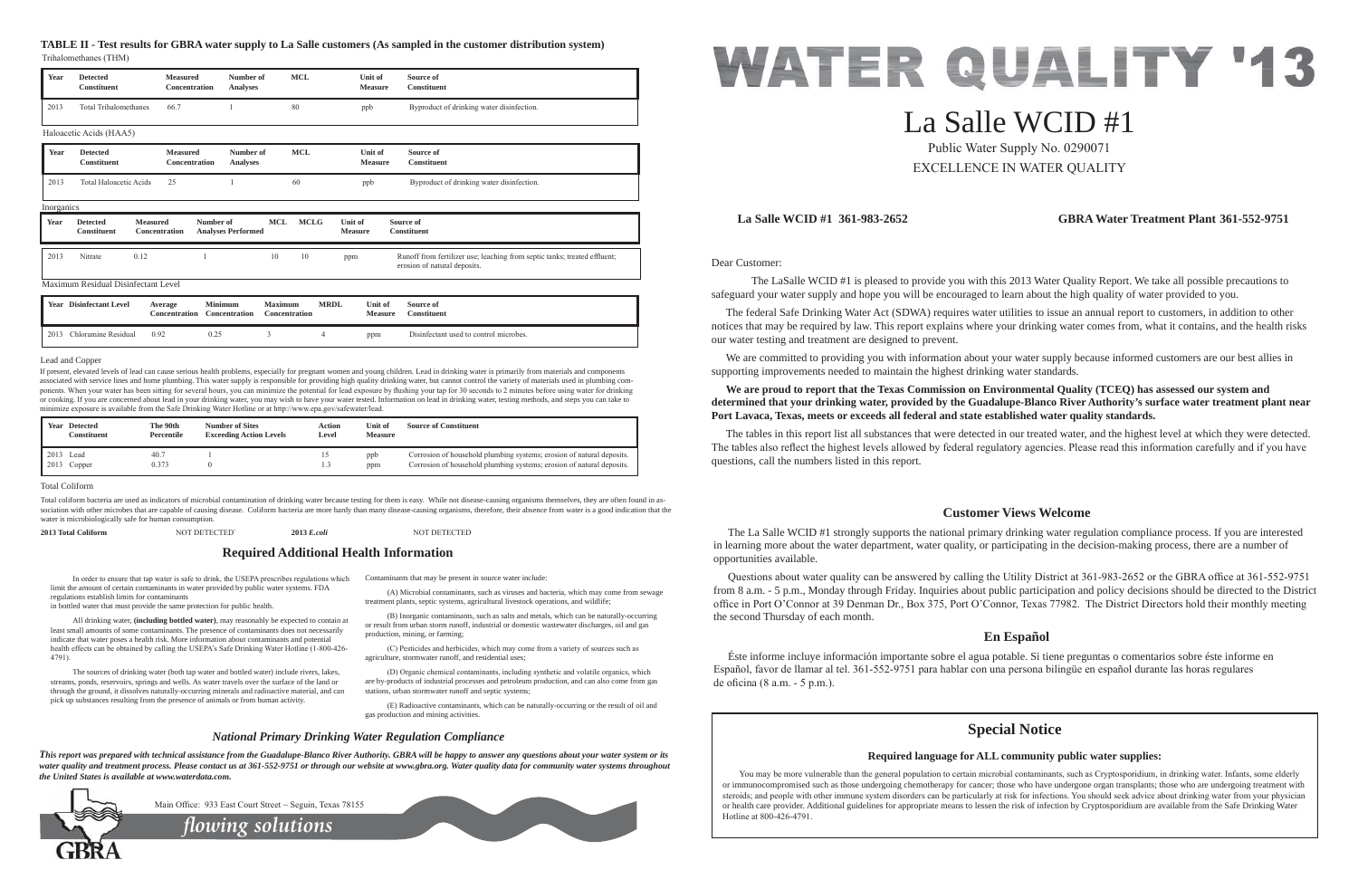**TABLE II - Test results for GBRA water supply to La Salle customers (As sampled in the customer distribution system)**

Trihalomethanes (THM)

| Year | Detected Constituent | Measured Concentration | Number of Analyses | MCL | Unit of Measure | Source of Constituent |
|---|---|---|---|---|---|---|
| 2013 | Total Trihalomethanes | 66.7 | 1 | 80 | ppb | Byproduct of drinking water disinfection. |

Haloacetic Acids (HAA5)

| Year | Detected Constituent | Measured Concentration | Number of Analyses | MCL | Unit of Measure | Source of Constituent |
|---|---|---|---|---|---|---|
| 2013 | Total Haloacetic Acids | 25 | 1 | 60 | ppb | Byproduct of drinking water disinfection. |

Inorganics

| Year | Detected Constituent | Measured Concentration | Number of Analyses Performed | MCL | MCLG | Unit of Measure | Source of Constituent |
|---|---|---|---|---|---|---|---|
| 2013 | Nitrate | 0.12 | 1 | 10 | 10 | ppm | Runoff from fertilizer use; leaching from septic tanks; treated effluent; erosion of natural deposits. |

Maximum Residual Disinfectant Level

| Year | Disinfectant Level | Average Concentration | Minimum Concentration | Maximum Concentration | MRDL | Unit of Measure | Source of Constituent |
|---|---|---|---|---|---|---|---|
| 2013 | Chloramine Residual | 0.92 | 0.25 | 3 | 4 | ppm | Disinfectant used to control microbes. |

Lead and Copper

If present, elevated levels of lead can cause serious health problems, especially for pregnant women and young children. Lead in drinking water is primarily from materials and components associated with service lines and home plumbing. This water supply is responsible for providing high quality drinking water, but cannot control the variety of materials used in plumbing components. When your water has been sitting for several hours, you can minimize the potential for lead exposure by flushing your tap for 30 seconds to 2 minutes before using water for drinking or cooking. If you are concerned about lead in your drinking water, you may wish to have your water tested. Information on lead in drinking water, testing methods, and steps you can take to minimize exposure is available from the Safe Drinking Water Hotline or at http://www.epa.gov/safewater/lead.

| Year | Detected Constituent | The 90th Percentile | Number of Sites Exceeding Action Levels | Action Level | Unit of Measure | Source of Constituent |
|---|---|---|---|---|---|---|
| 2013 | Lead | 40.7 | 1 | 15 | ppb | Corrosion of household plumbing systems; erosion of natural deposits. |
| 2013 | Copper | 0.373 | 0 | 1.3 | ppm | Corrosion of household plumbing systems; erosion of natural deposits. |

Total Coliform

Total coliform bacteria are used as indicators of microbial contamination of drinking water because testing for them is easy. While not disease-causing organisms themselves, they are often found in association with other microbes that are capable of causing disease. Coliform bacteria are more hardy than many disease-causing organisms, therefore, their absence from water is a good indication that the water is microbiologically safe for human consumption.

**2013 Total Coliform** NOT DETECTED **2013 *E.coli*** NOT DETECTED

## Required Additional Health Information

In order to ensure that tap water is safe to drink, the USEPA prescribes regulations which limit the amount of certain contaminants in water provided by public water systems. FDA regulations establish limits for contaminants in bottled water that must provide the same protection for public health.

All drinking water, **(including bottled water)**, may reasonably be expected to contain at least small amounts of some contaminants. The presence of contaminants does not necessarily indicate that water poses a health risk. More information about contaminants and potential health effects can be obtained by calling the USEPA's Safe Drinking Water Hotline (1-800-426-4791).

The sources of drinking water (both tap water and bottled water) include rivers, lakes, streams, ponds, reservoirs, springs and wells. As water travels over the surface of the land or through the ground, it dissolves naturally-occurring minerals and radioactive material, and can pick up substances resulting from the presence of animals or from human activity.

Contaminants that may be present in source water include:

(A) Microbial contaminants, such as viruses and bacteria, which may come from sewage treatment plants, septic systems, agricultural livestock operations, and wildlife;

(B) Inorganic contaminants, such as salts and metals, which can be naturally-occurring or result from urban storm runoff, industrial or domestic wastewater discharges, oil and gas production, mining, or farming;

(C) Pesticides and herbicides, which may come from a variety of sources such as agriculture, stormwater runoff, and residential uses;

(D) Organic chemical contaminants, including synthetic and volatile organics, which are by-products of industrial processes and petroleum production, and can also come from gas stations, urban stormwater runoff and septic systems;

(E) Radioactive contaminants, which can be naturally-occurring or the result of oil and gas production and mining activities.

### *National Primary Drinking Water Regulation Compliance*

***This report was prepared with technical assistance from the Guadalupe-Blanco River Authority. GBRA will be happy to answer any questions about your water system or its water quality and treatment process. Please contact us at 361-552-9751 or through our website at www.gbra.org. Water quality data for community water systems throughout the United States is available at www.waterdata.com.***

GBRA

Main Office: 933 East Court Street ~ Seguin, Texas 78155

*flowing solutions*

# WATER QUALITY '13

# La Salle WCID #1

Public Water Supply No. 0290071

EXCELLENCE IN WATER QUALITY

**La Salle WCID #1 361-983-2652** **GBRA Water Treatment Plant 361-552-9751**

Dear Customer:

The LaSalle WCID #1 is pleased to provide you with this 2013 Water Quality Report. We take all possible precautions to safeguard your water supply and hope you will be encouraged to learn about the high quality of water provided to you.

The federal Safe Drinking Water Act (SDWA) requires water utilities to issue an annual report to customers, in addition to other notices that may be required by law. This report explains where your drinking water comes from, what it contains, and the health risks our water testing and treatment are designed to prevent.

We are committed to providing you with information about your water supply because informed customers are our best allies in supporting improvements needed to maintain the highest drinking water standards.

**We are proud to report that the Texas Commission on Environmental Quality (TCEQ) has assessed our system and determined that your drinking water, provided by the Guadalupe-Blanco River Authority's surface water treatment plant near Port Lavaca, Texas, meets or exceeds all federal and state established water quality standards.**

The tables in this report list all substances that were detected in our treated water, and the highest level at which they were detected. The tables also reflect the highest levels allowed by federal regulatory agencies. Please read this information carefully and if you have questions, call the numbers listed in this report.

## Customer Views Welcome

The La Salle WCID #1 strongly supports the national primary drinking water regulation compliance process. If you are interested in learning more about the water department, water quality, or participating in the decision-making process, there are a number of opportunities available.

Questions about water quality can be answered by calling the Utility District at 361-983-2652 or the GBRA office at 361-552-9751 from 8 a.m. - 5 p.m., Monday through Friday. Inquiries about public participation and policy decisions should be directed to the District office in Port O'Connor at 39 Denman Dr., Box 375, Port O'Connor, Texas 77982. The District Directors hold their monthly meeting the second Thursday of each month.

## En Español

Éste informe incluye información importante sobre el agua potable. Si tiene preguntas o comentarios sobre éste informe en Español, favor de llamar al tel. 361-552-9751 para hablar con una persona bilingüe en español durante las horas regulares de oficina (8 a.m. - 5 p.m.).

## Special Notice

**Required language for ALL community public water supplies:**

You may be more vulnerable than the general population to certain microbial contaminants, such as Cryptosporidium, in drinking water. Infants, some elderly or immunocompromised such as those undergoing chemotherapy for cancer; those who have undergone organ transplants; those who are undergoing treatment with steroids; and people with other immune system disorders can be particularly at risk for infections. You should seek advice about drinking water from your physician or health care provider. Additional guidelines for appropriate means to lessen the risk of infection by Cryptosporidium are available from the Safe Drinking Water Hotline at 800-426-4791.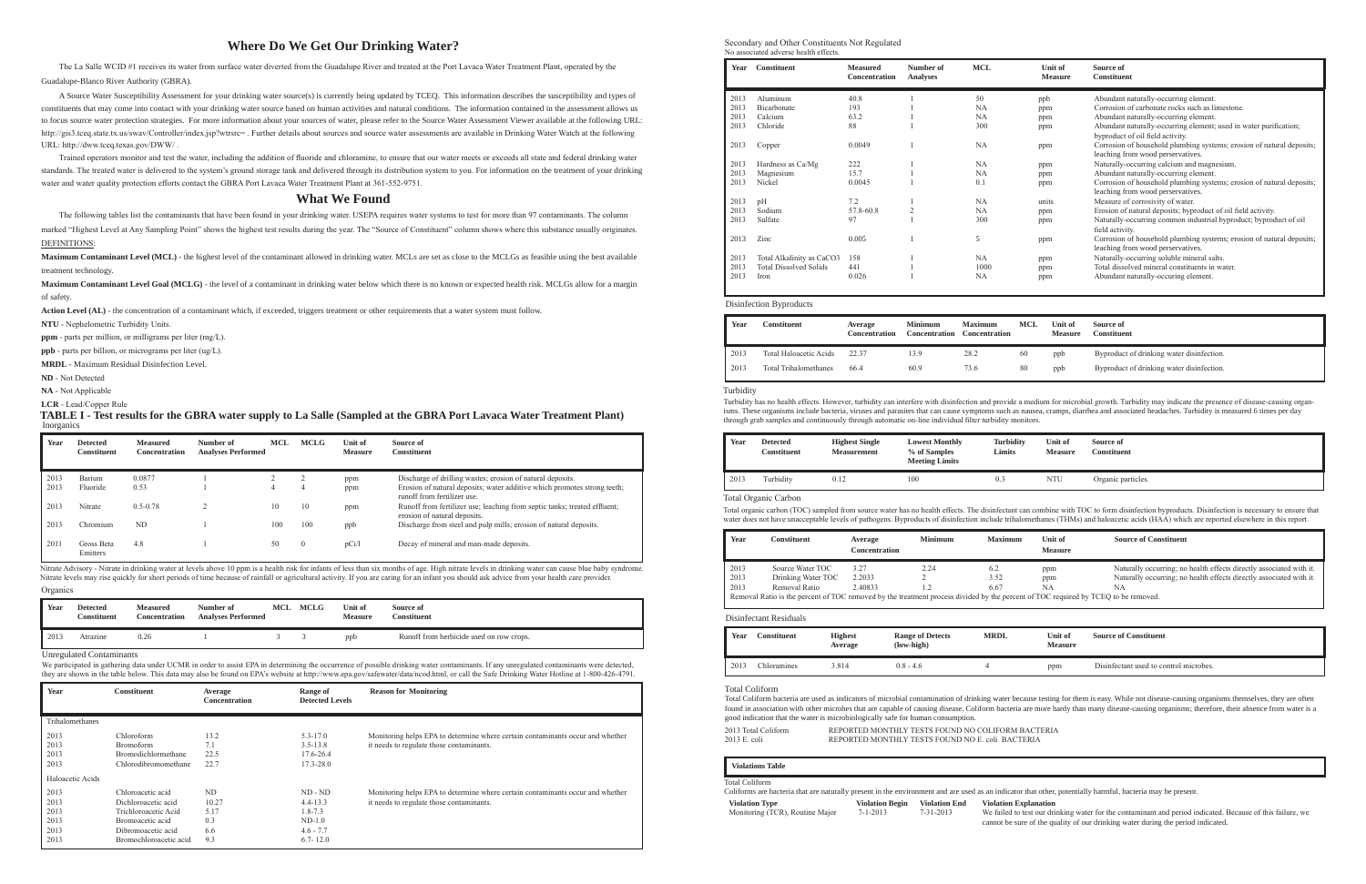## Where Do We Get Our Drinking Water?

The La Salle WCID #1 receives its water from surface water diverted from the Guadalupe River and treated at the Port Lavaca Water Treatment Plant, operated by the Guadalupe-Blanco River Authority (GBRA).

A Source Water Susceptibility Assessment for your drinking water source(s) is currently being updated by TCEQ. This information describes the susceptibility and types of constituents that may come into contact with your drinking water source based on human activities and natural conditions. The information contained in the assessment allows us to focus source water protection strategies. For more information about your sources of water, please refer to the Source Water Assessment Viewer available at the following URL: http://gis3.tceq.state.tx.us/swav/Controller/index.jsp?wtrsrc= . Further details about sources and source water assessments are available in Drinking Water Watch at the following URL: http://dww.tceq.texas.gov/DWW/ .

Trained operators monitor and test the water, including the addition of fluoride and chloramine, to ensure that our water meets or exceeds all state and federal drinking water standards. The treated water is delivered to the system's ground storage tank and delivered through its distribution system to you. For information on the treatment of your drinking water and water quality protection efforts contact the GBRA Port Lavaca Water Treatment Plant at 361-552-9751.

## What We Found

The following tables list the contaminants that have been found in your drinking water. USEPA requires water systems to test for more than 97 contaminants. The column marked "Highest Level at Any Sampling Point" shows the highest test results during the year. The "Source of Constituent" column shows where this substance usually originates.

DEFINITIONS:

**Maximum Contaminant Level (MCL)** - the highest level of the contaminant allowed in drinking water. MCLs are set as close to the MCLGs as feasible using the best available treatment technology.

**Maximum Contaminant Level Goal (MCLG)** - the level of a contaminant in drinking water below which there is no known or expected health risk. MCLGs allow for a margin of safety.

**Action Level (AL)** - the concentration of a contaminant which, if exceeded, triggers treatment or other requirements that a water system must follow.

**NTU** - Nephelometric Turbidity Units.

**ppm** - parts per million, or milligrams per liter (mg/L).

**ppb** - parts per billion, or micrograms per liter (ug/L).

**MRDL** - Maximum Residual Disinfection Level.

**ND** - Not Detected

**NA** - Not Applicable

**LCR** - Lead/Copper Rule

### TABLE I - Test results for the GBRA water supply to La Salle (Sampled at the GBRA Port Lavaca Water Treatment Plant)

Inorganics

| Year | Detected Constituent | Measured Concentration | Number of Analyses Performed | MCL | MCLG | Unit of Measure | Source of Constituent |
|---|---|---|---|---|---|---|---|
| 2013 | Barium | 0.0877 | 1 | 2 | 2 | ppm | Discharge of drilling wastes; erosion of natural deposits. |
| 2013 | Fluoride | 0.53 | 1 | 4 | 4 | ppm | Erosion of natural deposits; water additive which promotes strong teeth; runoff from fertilizer use. |
| 2013 | Nitrate | 0.5-0.78 | 2 | 10 | 10 | ppm | Runoff from fertilizer use; leaching from septic tanks; treated effluent; erosion of natural deposits. |
| 2013 | Chromium | ND | 1 | 100 | 100 | ppb | Discharge from steel and pulp mills; erosion of natural deposits. |
| 2011 | Gross Beta Emitters | 4.8 | 1 | 50 | 0 | pCi/l | Decay of mineral and man-made deposits. |

Nitrate Advisory - Nitrate in drinking water at levels above 10 ppm is a health risk for infants of less than six months of age. High nitrate levels in drinking water can cause blue baby syndrome. Nitrate levels may rise quickly for short periods of time because of rainfall or agricultural activity. If you are caring for an infant you should ask advice from your health care provider.

Organics

| Year | Detected Constituent | Measured Concentration | Number of Analyses Performed | MCL | MCLG | Unit of Measure | Source of Constituent |
|---|---|---|---|---|---|---|---|
| 2013 | Atrazine | 0.26 | 1 | 3 | 3 | ppb | Runoff from herbicide used on row crops. |

Unregulated Contaminants

We participated in gathering data under UCMR in order to assist EPA in determining the occurrence of possible drinking water contaminants. If any unregulated contaminants were detected, they are shown in the table below. This data may also be found on EPA's website at http://www.epa.gov/safewater/data/ncod.html, or call the Safe Drinking Water Hotline at 1-800-426-4791.

| Year | Constituent | Average Concentration | Range of Detected Levels | Reason for Monitoring |
|---|---|---|---|---|
| Trihalomethanes | | | | |
| 2013 | Chloroform | 13.2 | 5.3-17.0 | Monitoring helps EPA to determine where certain contaminants occur and whether it needs to regulate those contaminants. |
| 2013 | Bromoform | 7.1 | 3.5-13.8 | |
| 2013 | Bromodichlormethane | 22.5 | 17.6-26.4 | |
| 2013 | Chlorodibromomethane | 22.7 | 17.3-28.0 | |
| Haloacetic Acids | | | | |
| 2013 | Chloroacetic acid | ND | ND - ND | Monitoring helps EPA to determine where certain contaminants occur and whether it needs to regulate those contaminants. |
| 2013 | Dichloroacetic acid | 10.27 | 4.4-13.3 | |
| 2013 | Trichloroacetic Acid | 5.17 | 1.8-7.3 | |
| 2013 | Bromoacetic acid | 0.3 | ND-1.0 | |
| 2013 | Dibromoacetic acid | 6.6 | 4.6 - 7.7 | |
| 2013 | Bromochloroacetic acid | 9.3 | 6.7- 12.0 | |

Secondary and Other Constituents Not Regulated
No associated adverse health effects.

| Year | Constituent | Measured Concentration | Number of Analyses | MCL | Unit of Measure | Source of Constituent |
|---|---|---|---|---|---|---|
| 2013 | Aluminum | 40.8 | 1 | 50 | ppb | Abundant naturally-occurring element. |
| 2013 | Bicarbonate | 193 | 1 | NA | ppm | Corrosion of carbonate rocks such as limestone. |
| 2013 | Calcium | 63.2 | 1 | NA | ppm | Abundant naturally-occurring element. |
| 2013 | Chloride | 88 | 1 | 300 | ppm | Abundant naturally-occurring element; used in water purification; byproduct of oil field activity. |
| 2013 | Copper | 0.0049 | 1 | NA | ppm | Corrosion of household plumbing systems; erosion of natural deposits; leaching from wood perservatives. |
| 2013 | Hardness as Ca/Mg | 222 | 1 | NA | ppm | Naturally-occurring calcium and magnesium. |
| 2013 | Magnesium | 15.7 | 1 | NA | ppm | Abundant naturally-occurring element. |
| 2013 | Nickel | 0.0045 | 1 | 0.1 | ppm | Corrosion of household plumbing systems; erosion of natural deposits; leaching from wood perservatives. |
| 2013 | pH | 7.2 | 1 | NA | units | Measure of corrosivity of water. |
| 2013 | Sodium | 57.8-60.8 | 2 | NA | ppm | Erosion of natural deposits; byproduct of oil field activity. |
| 2013 | Sulfate | 97 | 1 | 300 | ppm | Naturally-occurring common industrial byproduct; byproduct of oil field activity. |
| 2013 | Zinc | 0.005 | 1 | 5 | ppm | Corrosion of household plumbing systems; erosion of natural deposits; leaching from wood perservatives. |
| 2013 | Total Alkalinity as CaCO3 | 158 | 1 | NA | ppm | Naturally-occurring soluble mineral salts. |
| 2013 | Total Dissolved Solids | 441 | 1 | 1000 | ppm | Total dissolved mineral constituents in water. |
| 2013 | Iron | 0.026 | 1 | NA | ppm | Abundant naturally-occuring element. |

Disinfection Byproducts

| Year | Constituent | Average Concentration | Minimum Concentration | Maximum Concentration | MCL | Unit of Measure | Source of Constituent |
|---|---|---|---|---|---|---|---|
| 2013 | Total Haloacetic Acids | 22.37 | 13.9 | 28.2 | 60 | ppb | Byproduct of drinking water disinfection. |
| 2013 | Total Trihalomethanes | 66.4 | 60.9 | 73.6 | 80 | ppb | Byproduct of drinking water disinfection. |

Turbidity

Turbidity has no health effects. However, turbidity can interfere with disinfection and provide a medium for microbial growth. Turbidity may indicate the presence of disease-causing organisms. These organisms include bacteria, viruses and parasites that can cause symptoms such as nausea, cramps, diarrhea and associated headaches. Turbidity is measured 6 times per day through grab samples and continuously through automatic on-line individual filter turbidity monitors.

| Year | Detected Constituent | Highest Single Measurement | Lowest Monthly % of Samples Meeting Limits | Turbidity Limits | Unit of Measure | Source of Constituent |
|---|---|---|---|---|---|---|
| 2013 | Turbidity | 0.12 | 100 | 0.3 | NTU | Organic particles. |

Total Organic Carbon

Total organic carbon (TOC) sampled from source water has no health effects. The disinfectant can combine with TOC to form disinfection byproducts. Disinfection is necessary to ensure that water does not have unacceptable levels of pathogens. Byproducts of disinfection include trihalomethanes (THMs) and haloacetic acids (HAA) which are reported elsewhere in this report.

| Year | Constituent | Average Concentration | Minimum | Maximum | Unit of Measure | Source of Constituent |
|---|---|---|---|---|---|---|
| 2013 | Source Water TOC | 3.27 | 2.24 | 6.2 | ppm | Naturally occurring; no health effects directly associated with it. |
| 2013 | Drinking Water TOC | 2.2033 | 2 | 3.52 | ppm | Naturally occurring; no health effects directly associated with it. |
| 2013 | Removal Ratio | 2.40833 | 1.2 | 6.67 | NA | NA |

Removal Ratio is the percent of TOC removed by the treatment process divided by the percent of TOC required by TCEQ to be removed.

Disinfectant Residuals

| Year | Constituent | Highest Average | Range of Detects (low-high) | MRDL | Unit of Measure | Source of Constituent |
|---|---|---|---|---|---|---|
| 2013 | Chloramines | 3.814 | 0.8 - 4.6 | 4 | ppm | Disinfectant used to control microbes. |

Total Coliform

Total Coliform bacteria are used as indicators of microbial contamination of drinking water because testing for them is easy. While not disease-causing organisms themselves, they are often found in association with other microbes that are capable of causing disease. Coliform bacteria are more hardy than many disease-causing organisms; therefore, their absence from water is a good indication that the water is microbiologically safe for human consumption.

2013 Total Coliform — REPORTED MONTHLY TESTS FOUND NO COLIFORM BACTERIA
2013 E. coli — REPORTED MONTHLY TESTS FOUND NO E. coli BACTERIA

**Violations Table**

Total Coliform

Coliforms are bacteria that are naturally present in the environment and are used as an indicator that other, potentially harmful, bacteria may be present.

| Violation Type | Violation Begin | Violation End | Violation Explanation |
|---|---|---|---|
| Monitoring (TCR), Routine Major | 7-1-2013 | 7-31-2013 | We failed to test our drinking water for the contaminant and period indicated. Because of this failure, we cannot be sure of the quality of our drinking water during the period indicated. |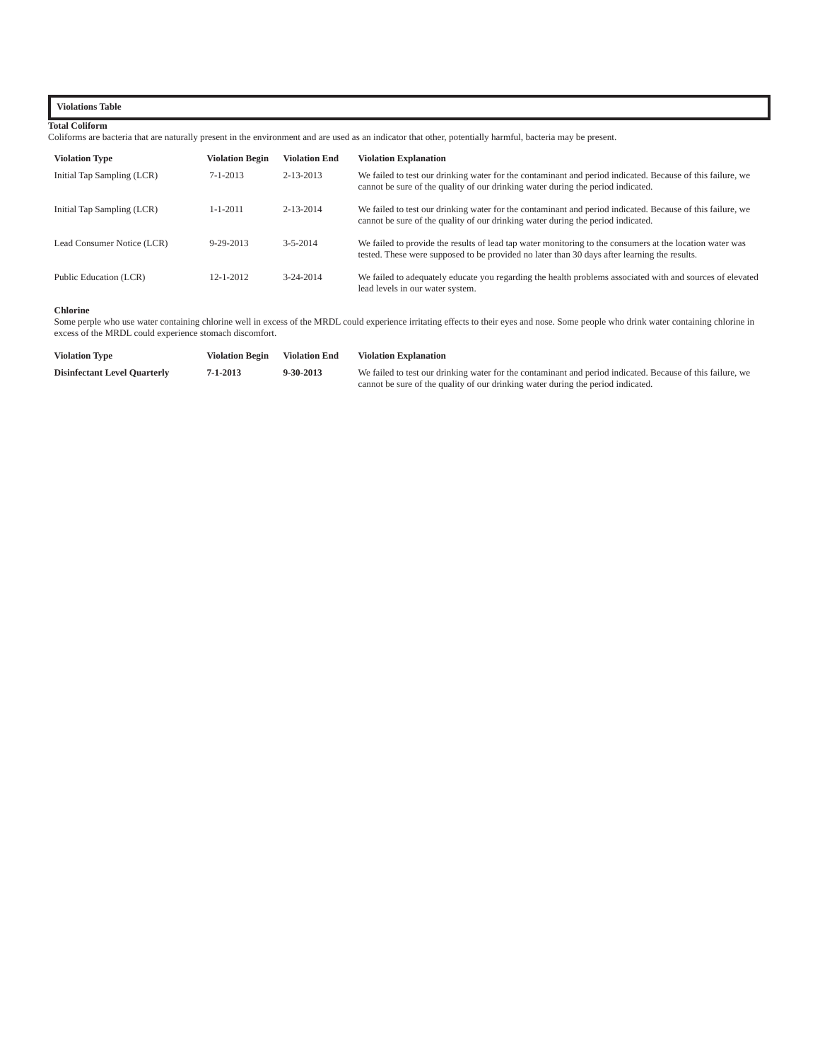## Violations Table

**Total Coliform**

Coliforms are bacteria that are naturally present in the environment and are used as an indicator that other, potentially harmful, bacteria may be present.

| Violation Type | Violation Begin | Violation End | Violation Explanation |
|---|---|---|---|
| Initial Tap Sampling (LCR) | 7-1-2013 | 2-13-2013 | We failed to test our drinking water for the contaminant and period indicated. Because of this failure, we cannot be sure of the quality of our drinking water during the period indicated. |
| Initial Tap Sampling (LCR) | 1-1-2011 | 2-13-2014 | We failed to test our drinking water for the contaminant and period indicated. Because of this failure, we cannot be sure of the quality of our drinking water during the period indicated. |
| Lead Consumer Notice (LCR) | 9-29-2013 | 3-5-2014 | We failed to provide the results of lead tap water monitoring to the consumers at the location water was tested. These were supposed to be provided no later than 30 days after learning the results. |
| Public Education (LCR) | 12-1-2012 | 3-24-2014 | We failed to adequately educate you regarding the health problems associated with and sources of elevated lead levels in our water system. |

**Chlorine**

Some perple who use water containing chlorine well in excess of the MRDL could experience irritating effects to their eyes and nose. Some people who drink water containing chlorine in excess of the MRDL could experience stomach discomfort.

| Violation Type | Violation Begin | Violation End | Violation Explanation |
|---|---|---|---|
| **Disinfectant Level Quarterly** | **7-1-2013** | **9-30-2013** | We failed to test our drinking water for the contaminant and period indicated. Because of this failure, we cannot be sure of the quality of our drinking water during the period indicated. |